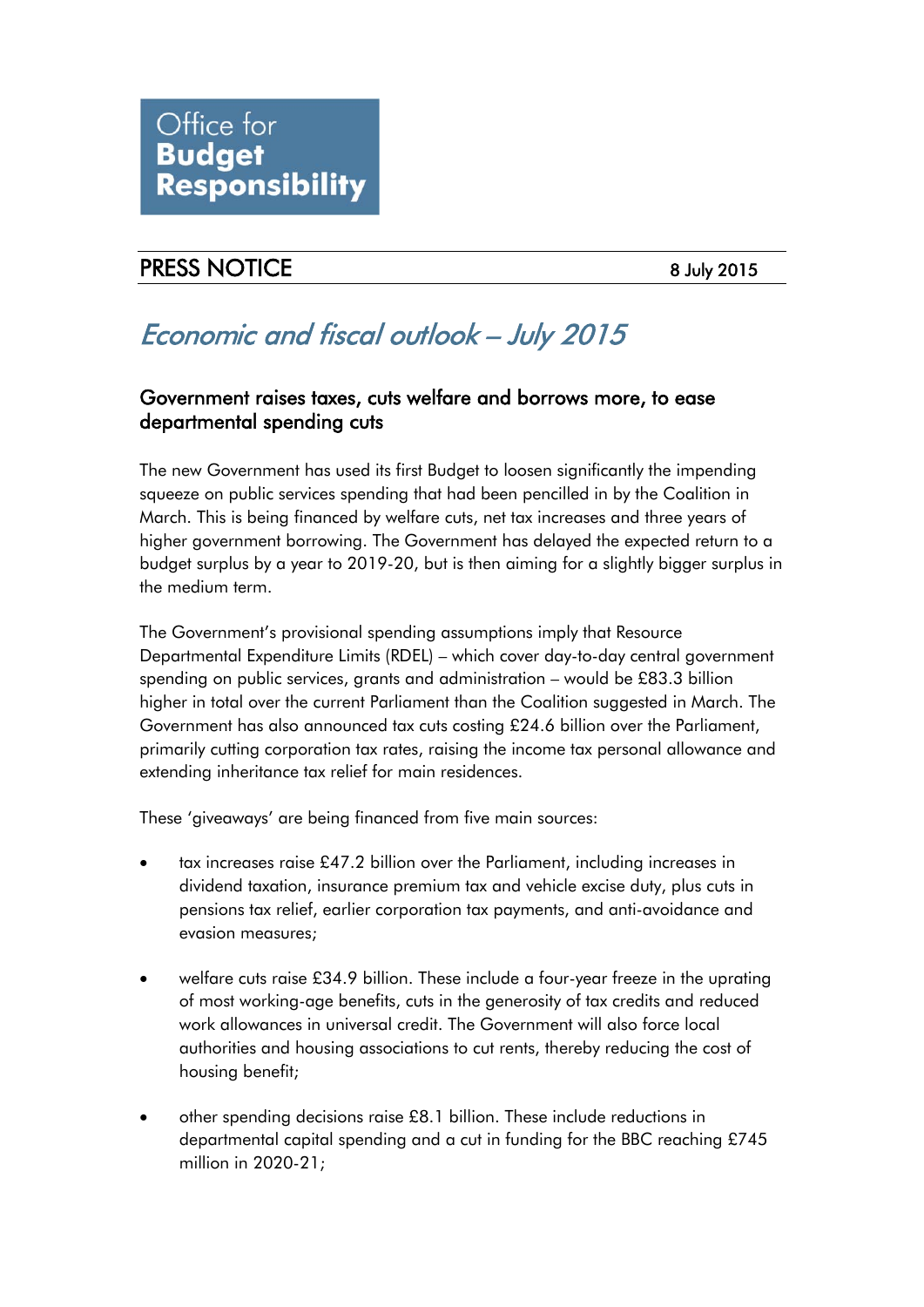Office for **Budget Responsibility**

**PRESS NOTICE** 8 July 2015

# *Economic and fiscal outlook – July 2015*

## Government raises taxes, cuts welfare and borrows more, to ease departmental spending cuts

The new Government has used its first Budget to loosen significantly the impending squeeze on public services spending that had been pencilled in by the Coalition in March. This is being financed by welfare cuts, net tax increases and three years of higher government borrowing. The Government has delayed the expected return to a budget surplus by a year to 2019-20, but is then aiming for a slightly bigger surplus in the medium term.

The Government's provisional spending assumptions imply that Resource Departmental Expenditure Limits (RDEL) – which cover day-to-day central government spending on public services, grants and administration – would be £83.3 billion higher in total over the current Parliament than the Coalition suggested in March. The Government has also announced tax cuts costing £24.6 billion over the Parliament, primarily cutting corporation tax rates, raising the income tax personal allowance and extending inheritance tax relief for main residences.

These 'giveaways' are being financed from five main sources:

- tax increases raise £47.2 billion over the Parliament, including increases in dividend taxation, insurance premium tax and vehicle excise duty, plus cuts in pensions tax relief, earlier corporation tax payments, and anti-avoidance and evasion measures;
- welfare cuts raise £34.9 billion. These include a four-year freeze in the uprating of most working-age benefits, cuts in the generosity of tax credits and reduced work allowances in universal credit. The Government will also force local authorities and housing associations to cut rents, thereby reducing the cost of housing benefit;
- other spending decisions raise £8.1 billion. These include reductions in departmental capital spending and a cut in funding for the BBC reaching £745 million in 2020-21;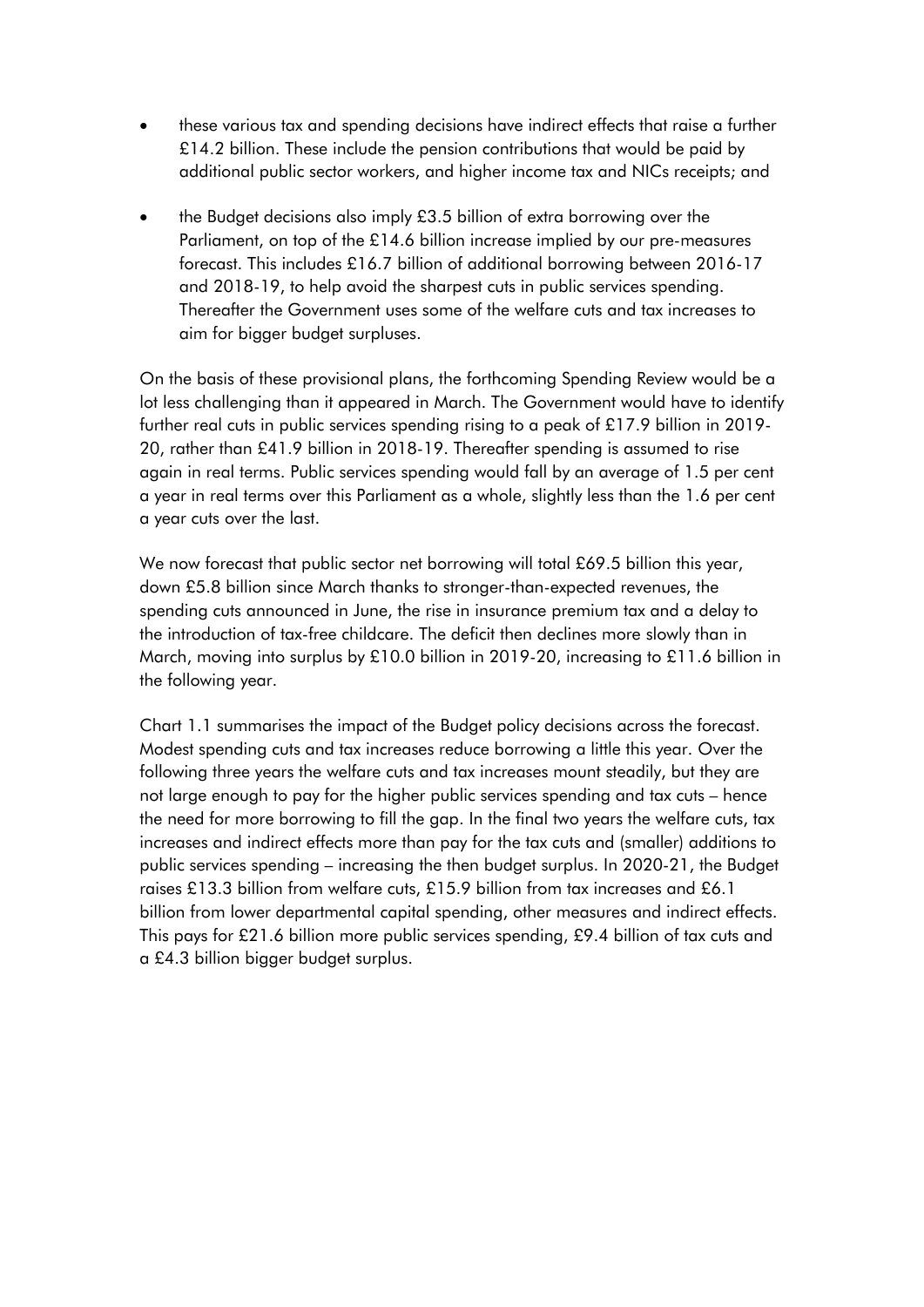- these various tax and spending decisions have indirect effects that raise a further £14.2 billion. These include the pension contributions that would be paid by additional public sector workers, and higher income tax and NICs receipts; and
- the Budget decisions also imply £3.5 billion of extra borrowing over the Parliament, on top of the £14.6 billion increase implied by our pre-measures forecast. This includes £16.7 billion of additional borrowing between 2016-17 and 2018-19, to help avoid the sharpest cuts in public services spending. Thereafter the Government uses some of the welfare cuts and tax increases to aim for bigger budget surpluses.

On the basis of these provisional plans, the forthcoming Spending Review would be a lot less challenging than it appeared in March. The Government would have to identify further real cuts in public services spending rising to a peak of £17.9 billion in 2019-20, rather than £41.9 billion in 2018-19. Thereafter spending is assumed to rise again in real terms. Public services spending would fall by an average of 1.5 per cent a year in real terms over this Parliament as a whole, slightly less than the 1.6 per cent a year cuts over the last.

We now forecast that public sector net borrowing will total £69.5 billion this year, down £5.8 billion since March thanks to stronger-than-expected revenues, the spending cuts announced in June, the rise in insurance premium tax and a delay to the introduction of tax-free childcare. The deficit then declines more slowly than in March, moving into surplus by £10.0 billion in 2019-20, increasing to £11.6 billion in the following year.

Chart 1.1 summarises the impact of the Budget policy decisions across the forecast. Modest spending cuts and tax increases reduce borrowing a little this year. Over the following three years the welfare cuts and tax increases mount steadily, but they are not large enough to pay for the higher public services spending and tax cuts – hence the need for more borrowing to fill the gap. In the final two years the welfare cuts, tax increases and indirect effects more than pay for the tax cuts and (smaller) additions to public services spending – increasing the then budget surplus. In 2020-21, the Budget raises £13.3 billion from welfare cuts, £15.9 billion from tax increases and £6.1 billion from lower departmental capital spending, other measures and indirect effects. This pays for £21.6 billion more public services spending, £9.4 billion of tax cuts and a £4.3 billion bigger budget surplus.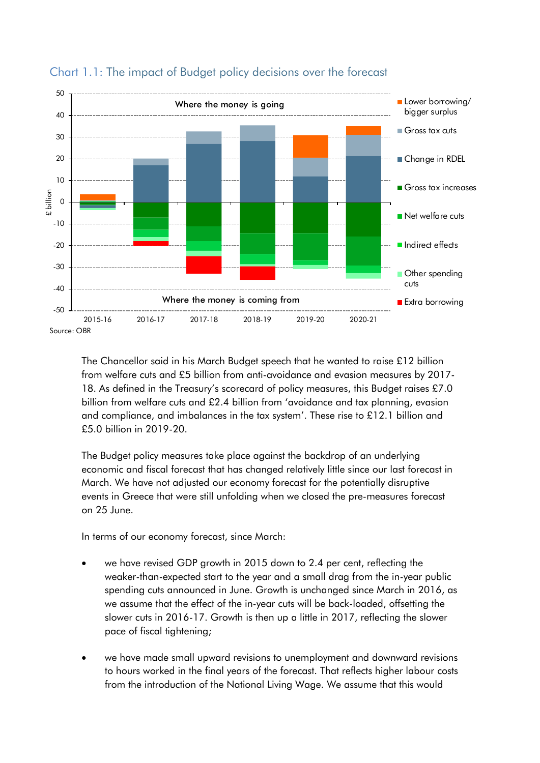Chart 1.1: The impact of Budget policy decisions over the forecast

Source: OBR

The Chancellor said in his March Budget speech that he wanted to raise £12 billion from welfare cuts and £5 billion from anti-avoidance and evasion measures by 2017-18. As defined in the Treasury's scorecard of policy measures, this Budget raises £7.0 billion from welfare cuts and £2.4 billion from 'avoidance and tax planning, evasion and compliance, and imbalances in the tax system'. These rise to £12.1 billion and £5.0 billion in 2019-20.

The Budget policy measures take place against the backdrop of an underlying economic and fiscal forecast that has changed relatively little since our last forecast in March. We have not adjusted our economy forecast for the potentially disruptive events in Greece that were still unfolding when we closed the pre-measures forecast on 25 June.

In terms of our economy forecast, since March:

- we have revised GDP growth in 2015 down to 2.4 per cent, reflecting the weaker-than-expected start to the year and a small drag from the in-year public spending cuts announced in June. Growth is unchanged since March in 2016, as we assume that the effect of the in-year cuts will be back-loaded, offsetting the slower cuts in 2016-17. Growth is then up a little in 2017, reflecting the slower pace of fiscal tightening;
- we have made small upward revisions to unemployment and downward revisions to hours worked in the final years of the forecast. That reflects higher labour costs from the introduction of the National Living Wage. We assume that this would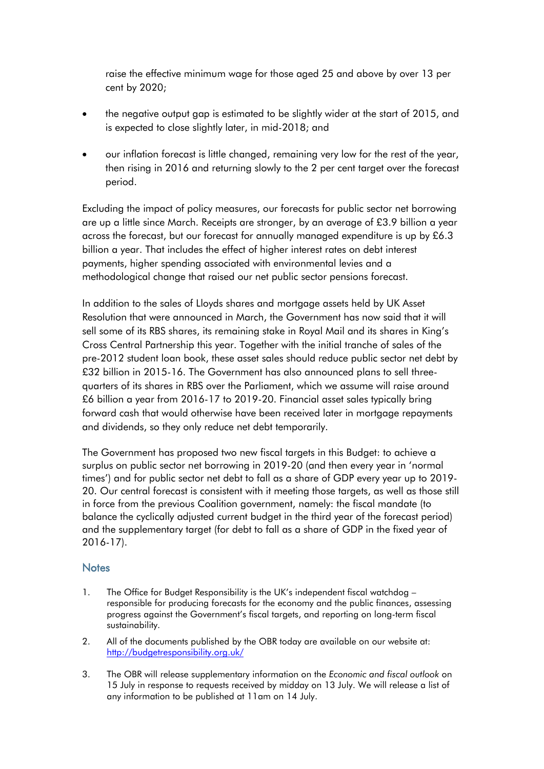raise the effective minimum wage for those aged 25 and above by over 13 per cent by 2020;

- the negative output gap is estimated to be slightly wider at the start of 2015, and is expected to close slightly later, in mid-2018; and
- our inflation forecast is little changed, remaining very low for the rest of the year, then rising in 2016 and returning slowly to the 2 per cent target over the forecast period.

Excluding the impact of policy measures, our forecasts for public sector net borrowing are up a little since March. Receipts are stronger, by an average of £3.9 billion a year across the forecast, but our forecast for annually managed expenditure is up by £6.3 billion a year. That includes the effect of higher interest rates on debt interest payments, higher spending associated with environmental levies and a methodological change that raised our net public sector pensions forecast.

In addition to the sales of Lloyds shares and mortgage assets held by UK Asset Resolution that were announced in March, the Government has now said that it will sell some of its RBS shares, its remaining stake in Royal Mail and its shares in King's Cross Central Partnership this year. Together with the initial tranche of sales of the pre-2012 student loan book, these asset sales should reduce public sector net debt by £32 billion in 2015-16. The Government has also announced plans to sell three-quarters of its shares in RBS over the Parliament, which we assume will raise around £6 billion a year from 2016-17 to 2019-20. Financial asset sales typically bring forward cash that would otherwise have been received later in mortgage repayments and dividends, so they only reduce net debt temporarily.

The Government has proposed two new fiscal targets in this Budget: to achieve a surplus on public sector net borrowing in 2019-20 (and then every year in 'normal times') and for public sector net debt to fall as a share of GDP every year up to 2019-20. Our central forecast is consistent with it meeting those targets, as well as those still in force from the previous Coalition government, namely: the fiscal mandate (to balance the cyclically adjusted current budget in the third year of the forecast period) and the supplementary target (for debt to fall as a share of GDP in the fixed year of 2016-17).

## Notes

1. The Office for Budget Responsibility is the UK's independent fiscal watchdog – responsible for producing forecasts for the economy and the public finances, assessing progress against the Government's fiscal targets, and reporting on long-term fiscal sustainability.
2. All of the documents published by the OBR today are available on our website at: http://budgetresponsibility.org.uk/
3. The OBR will release supplementary information on the *Economic and fiscal outlook* on 15 July in response to requests received by midday on 13 July. We will release a list of any information to be published at 11am on 14 July.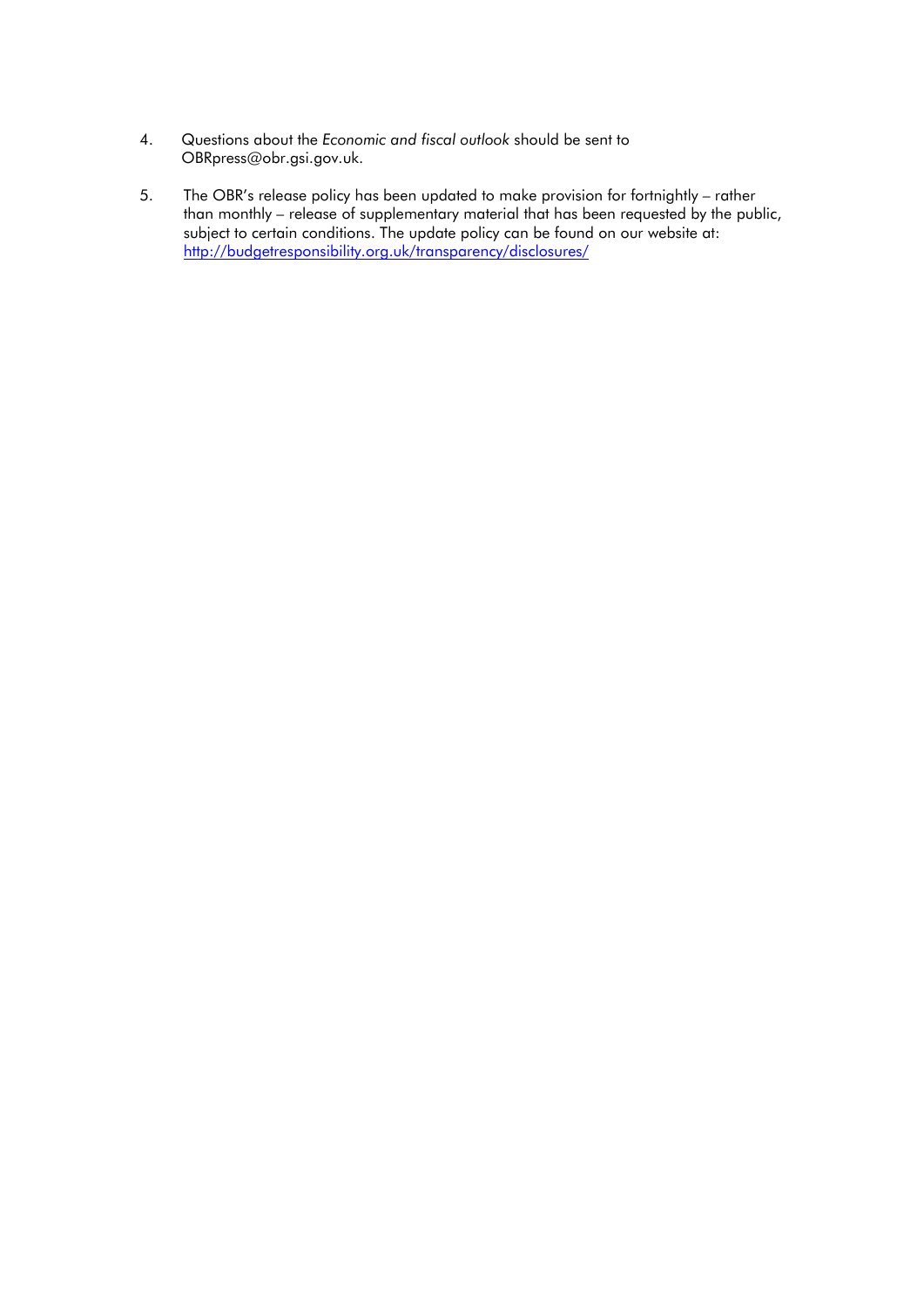4. Questions about the *Economic and fiscal outlook* should be sent to OBRpress@obr.gsi.gov.uk.

5. The OBR's release policy has been updated to make provision for fortnightly – rather than monthly – release of supplementary material that has been requested by the public, subject to certain conditions. The update policy can be found on our website at: http://budgetresponsibility.org.uk/transparency/disclosures/